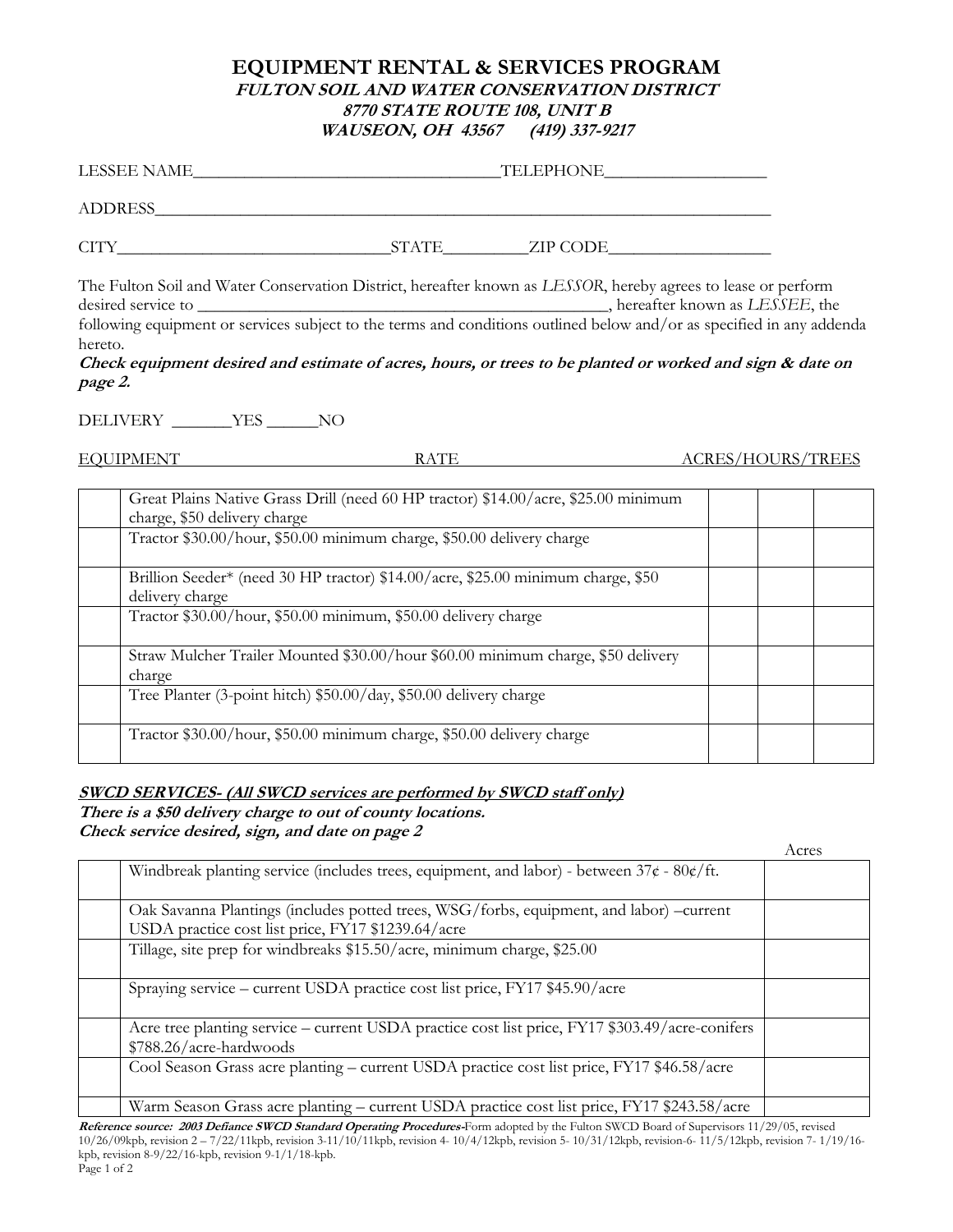# EQUIPMENT RENTAL & SERVICES PROGRAM

***FULTON SOIL AND WATER CONSERVATION DISTRICT***
***8770 STATE ROUTE 108, UNIT B***
***WAUSEON, OH 43567 (419) 337-9217***

LESSEE NAME_____________________________________TELEPHONE___________________

ADDRESS_____________________________________________________________________________

CITY________________________________STATE__________ZIP CODE___________________

The Fulton Soil and Water Conservation District, hereafter known as *LESSOR*, hereby agrees to lease or perform desired service to ___________________________________________________, hereafter known as *LESSEE*, the following equipment or services subject to the terms and conditions outlined below and/or as specified in any addenda hereto.

***Check equipment desired and estimate of acres, hours, or trees to be planted or worked and sign & date on page 2.***

DELIVERY _______YES ______NO

| | EQUIPMENT / RATE | ACRES/HOURS/TREES | | |
|---|---|---|---|---|
| | Great Plains Native Grass Drill (need 60 HP tractor) $14.00/acre, $25.00 minimum charge, $50 delivery charge | | | |
| | Tractor $30.00/hour, $50.00 minimum charge, $50.00 delivery charge | | | |
| | Brillion Seeder* (need 30 HP tractor) $14.00/acre, $25.00 minimum charge, $50 delivery charge | | | |
| | Tractor $30.00/hour, $50.00 minimum, $50.00 delivery charge | | | |
| | Straw Mulcher Trailer Mounted $30.00/hour $60.00 minimum charge, $50 delivery charge | | | |
| | Tree Planter (3-point hitch) $50.00/day, $50.00 delivery charge | | | |
| | Tractor $30.00/hour, $50.00 minimum charge, $50.00 delivery charge | | | |

***SWCD SERVICES- (All SWCD services are performed by SWCD staff only)***
***There is a $50 delivery charge to out of county locations.***
***Check service desired, sign, and date on page 2***

| | Service | Acres |
|---|---|---|
| | Windbreak planting service (includes trees, equipment, and labor) - between 37¢ - 80¢/ft. | |
| | Oak Savanna Plantings (includes potted trees, WSG/forbs, equipment, and labor) –current USDA practice cost list price, FY17 $1239.64/acre | |
| | Tillage, site prep for windbreaks $15.50/acre, minimum charge, $25.00 | |
| | Spraying service – current USDA practice cost list price, FY17 $45.90/acre | |
| | Acre tree planting service – current USDA practice cost list price, FY17 $303.49/acre-conifers $788.26/acre-hardwoods | |
| | Cool Season Grass acre planting – current USDA practice cost list price, FY17 $46.58/acre | |
| | Warm Season Grass acre planting – current USDA practice cost list price, FY17 $243.58/acre | |

***Reference source: 2003 Defiance SWCD Standard Operating Procedures-***Form adopted by the Fulton SWCD Board of Supervisors 11/29/05, revised 10/26/09kpb, revision 2 – 7/22/11kpb, revision 3-11/10/11kpb, revision 4- 10/4/12kpb, revision 5- 10/31/12kpb, revision-6- 11/5/12kpb, revision 7- 1/19/16-kpb, revision 8-9/22/16-kpb, revision 9-1/1/18-kpb.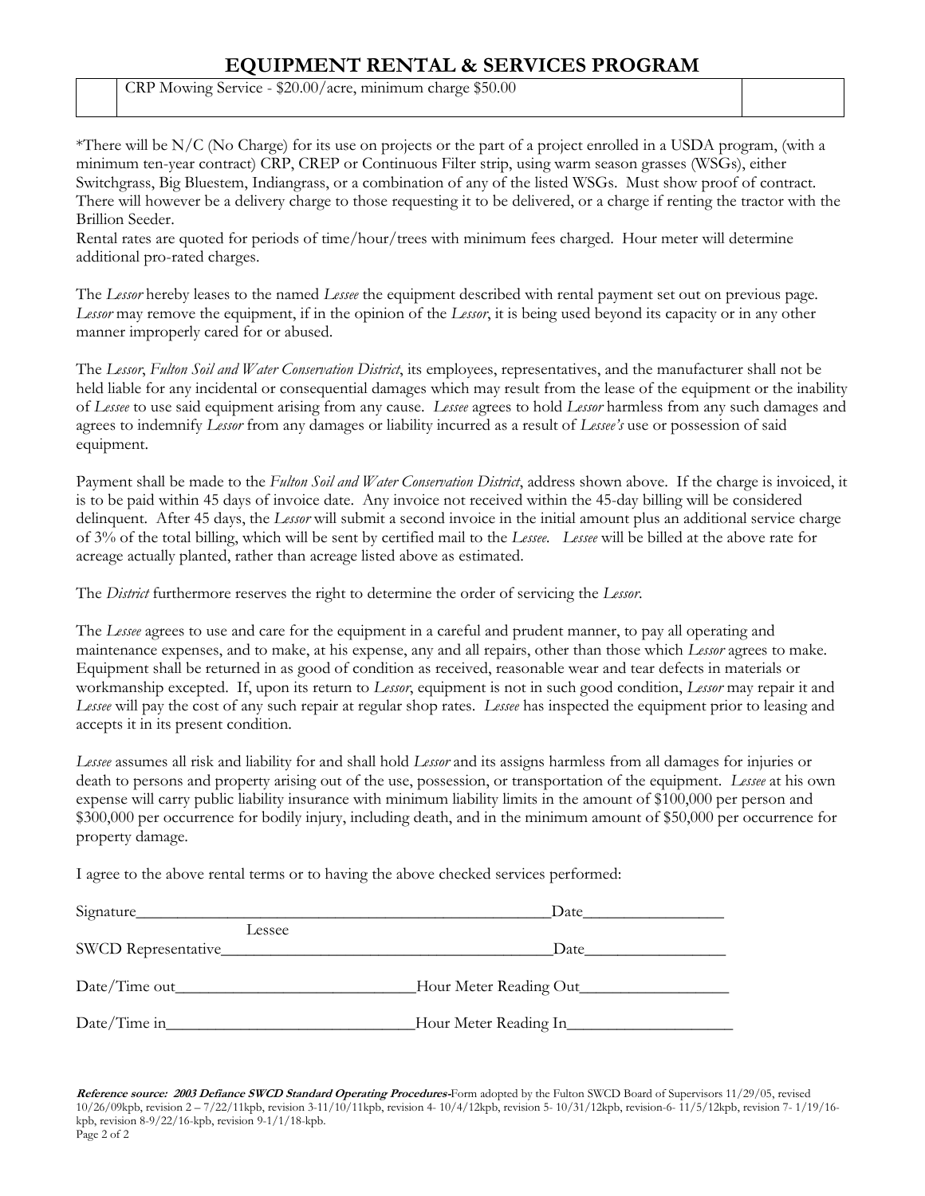# EQUIPMENT RENTAL & SERVICES PROGRAM

| | | |
|---|---|---|
| | CRP Mowing Service - $20.00/acre, minimum charge $50.00 | |

*There will be N/C (No Charge) for its use on projects or the part of a project enrolled in a USDA program, (with a minimum ten-year contract) CRP, CREP or Continuous Filter strip, using warm season grasses (WSGs), either Switchgrass, Big Bluestem, Indiangrass, or a combination of any of the listed WSGs. Must show proof of contract. There will however be a delivery charge to those requesting it to be delivered, or a charge if renting the tractor with the Brillion Seeder.
Rental rates are quoted for periods of time/hour/trees with minimum fees charged. Hour meter will determine additional pro-rated charges.

The *Lessor* hereby leases to the named *Lessee* the equipment described with rental payment set out on previous page. *Lessor* may remove the equipment, if in the opinion of the *Lessor*, it is being used beyond its capacity or in any other manner improperly cared for or abused.

The *Lessor*, *Fulton Soil and Water Conservation District*, its employees, representatives, and the manufacturer shall not be held liable for any incidental or consequential damages which may result from the lease of the equipment or the inability of *Lessee* to use said equipment arising from any cause. *Lessee* agrees to hold *Lessor* harmless from any such damages and agrees to indemnify *Lessor* from any damages or liability incurred as a result of *Lessee's* use or possession of said equipment.

Payment shall be made to the *Fulton Soil and Water Conservation District*, address shown above. If the charge is invoiced, it is to be paid within 45 days of invoice date. Any invoice not received within the 45-day billing will be considered delinquent. After 45 days, the *Lessor* will submit a second invoice in the initial amount plus an additional service charge of 3% of the total billing, which will be sent by certified mail to the *Lessee*. *Lessee* will be billed at the above rate for acreage actually planted, rather than acreage listed above as estimated.

The *District* furthermore reserves the right to determine the order of servicing the *Lessor*.

The *Lessee* agrees to use and care for the equipment in a careful and prudent manner, to pay all operating and maintenance expenses, and to make, at his expense, any and all repairs, other than those which *Lessor* agrees to make. Equipment shall be returned in as good of condition as received, reasonable wear and tear defects in materials or workmanship excepted. If, upon its return to *Lessor*, equipment is not in such good condition, *Lessor* may repair it and *Lessee* will pay the cost of any such repair at regular shop rates. *Lessee* has inspected the equipment prior to leasing and accepts it in its present condition.

*Lessee* assumes all risk and liability for and shall hold *Lessor* and its assigns harmless from all damages for injuries or death to persons and property arising out of the use, possession, or transportation of the equipment. *Lessee* at his own expense will carry public liability insurance with minimum liability limits in the amount of $100,000 per person and $300,000 per occurrence for bodily injury, including death, and in the minimum amount of $50,000 per occurrence for property damage.

I agree to the above rental terms or to having the above checked services performed:

Signature_______________________________________________ Date________________
Lessee

SWCD Representative______________________________________ Date________________

Date/Time out____________________________ Hour Meter Reading Out_________________

Date/Time in_____________________________ Hour Meter Reading In__________________

***Reference source: 2003 Defiance SWCD Standard Operating Procedures-***Form adopted by the Fulton SWCD Board of Supervisors 11/29/05, revised 10/26/09kpb, revision 2 – 7/22/11kpb, revision 3-11/10/11kpb, revision 4- 10/4/12kpb, revision 5- 10/31/12kpb, revision-6- 11/5/12kpb, revision 7- 1/19/16-kpb, revision 8-9/22/16-kpb, revision 9-1/1/18-kpb.